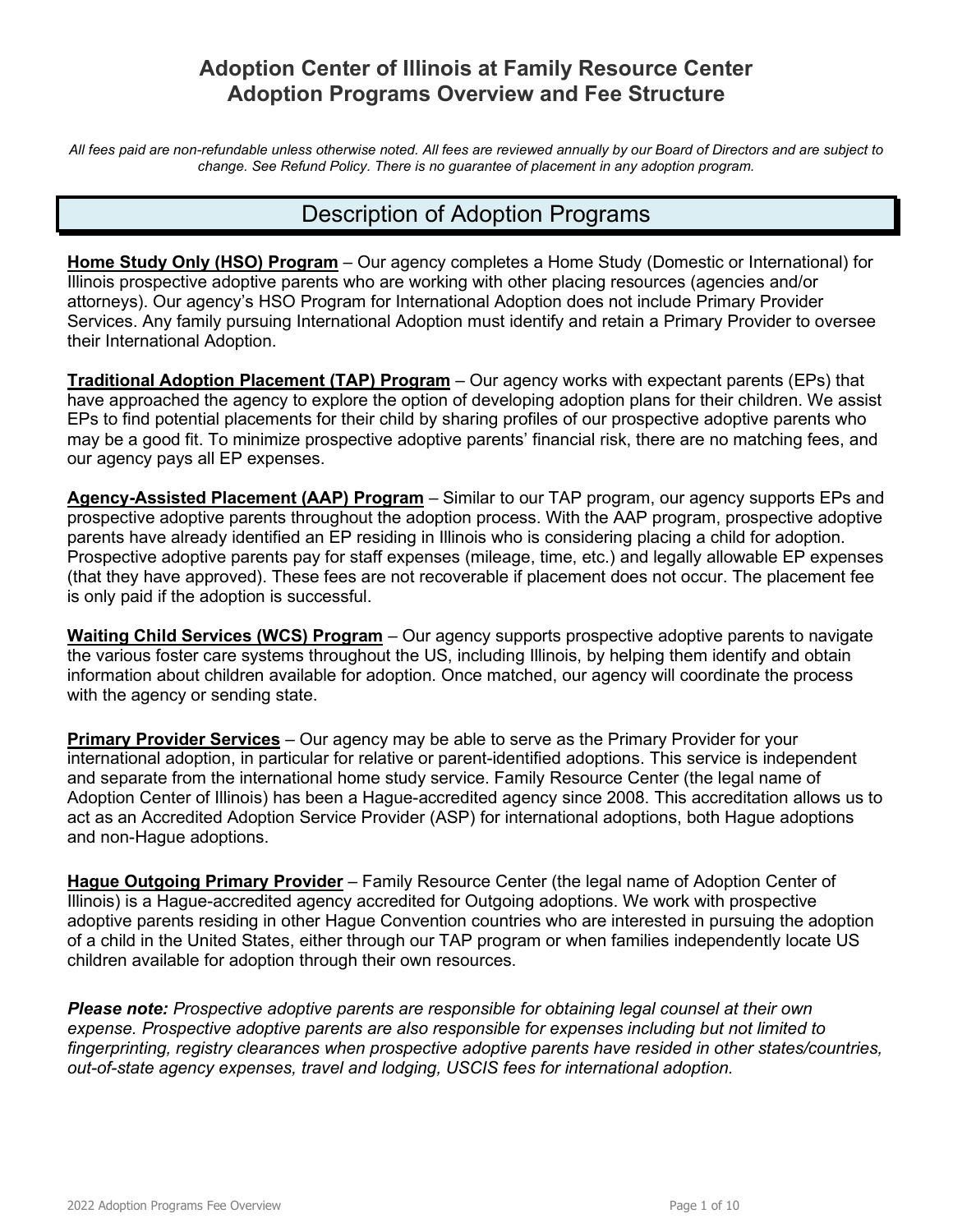# Adoption Center of Illinois at Family Resource Center
# Adoption Programs Overview and Fee Structure

*All fees paid are non-refundable unless otherwise noted. All fees are reviewed annually by our Board of Directors and are subject to change. See Refund Policy. There is no guarantee of placement in any adoption program.*

## Description of Adoption Programs

**Home Study Only (HSO) Program** – Our agency completes a Home Study (Domestic or International) for Illinois prospective adoptive parents who are working with other placing resources (agencies and/or attorneys). Our agency's HSO Program for International Adoption does not include Primary Provider Services. Any family pursuing International Adoption must identify and retain a Primary Provider to oversee their International Adoption.

**Traditional Adoption Placement (TAP) Program** – Our agency works with expectant parents (EPs) that have approached the agency to explore the option of developing adoption plans for their children. We assist EPs to find potential placements for their child by sharing profiles of our prospective adoptive parents who may be a good fit. To minimize prospective adoptive parents' financial risk, there are no matching fees, and our agency pays all EP expenses.

**Agency-Assisted Placement (AAP) Program** – Similar to our TAP program, our agency supports EPs and prospective adoptive parents throughout the adoption process. With the AAP program, prospective adoptive parents have already identified an EP residing in Illinois who is considering placing a child for adoption. Prospective adoptive parents pay for staff expenses (mileage, time, etc.) and legally allowable EP expenses (that they have approved). These fees are not recoverable if placement does not occur. The placement fee is only paid if the adoption is successful.

**Waiting Child Services (WCS) Program** – Our agency supports prospective adoptive parents to navigate the various foster care systems throughout the US, including Illinois, by helping them identify and obtain information about children available for adoption. Once matched, our agency will coordinate the process with the agency or sending state.

**Primary Provider Services** – Our agency may be able to serve as the Primary Provider for your international adoption, in particular for relative or parent-identified adoptions. This service is independent and separate from the international home study service. Family Resource Center (the legal name of Adoption Center of Illinois) has been a Hague-accredited agency since 2008. This accreditation allows us to act as an Accredited Adoption Service Provider (ASP) for international adoptions, both Hague adoptions and non-Hague adoptions.

**Hague Outgoing Primary Provider** – Family Resource Center (the legal name of Adoption Center of Illinois) is a Hague-accredited agency accredited for Outgoing adoptions. We work with prospective adoptive parents residing in other Hague Convention countries who are interested in pursuing the adoption of a child in the United States, either through our TAP program or when families independently locate US children available for adoption through their own resources.

***Please note:*** *Prospective adoptive parents are responsible for obtaining legal counsel at their own expense. Prospective adoptive parents are also responsible for expenses including but not limited to fingerprinting, registry clearances when prospective adoptive parents have resided in other states/countries, out-of-state agency expenses, travel and lodging, USCIS fees for international adoption.*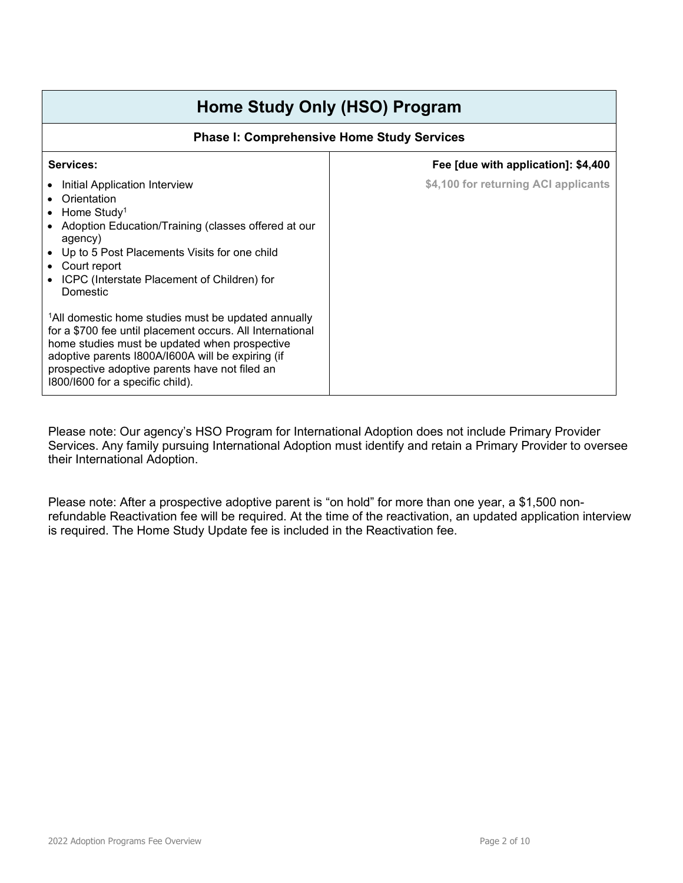# Home Study Only (HSO) Program

| Phase I: Comprehensive Home Study Services | |
|---|---|
| **Services:**<br>• Initial Application Interview<br>• Orientation<br>• Home Study[1]<br>• Adoption Education/Training (classes offered at our agency)<br>• Up to 5 Post Placements Visits for one child<br>• Court report<br>• ICPC (Interstate Placement of Children) for Domestic<br><br>[1]All domestic home studies must be updated annually for a $700 fee until placement occurs. All International home studies must be updated when prospective adoptive parents I800A/I600A will be expiring (if prospective adoptive parents have not filed an I800/I600 for a specific child). | **Fee [due with application]: $4,400**<br>**$4,100 for returning ACI applicants** |

Please note: Our agency's HSO Program for International Adoption does not include Primary Provider Services. Any family pursuing International Adoption must identify and retain a Primary Provider to oversee their International Adoption.

Please note: After a prospective adoptive parent is "on hold" for more than one year, a $1,500 non-refundable Reactivation fee will be required. At the time of the reactivation, an updated application interview is required. The Home Study Update fee is included in the Reactivation fee.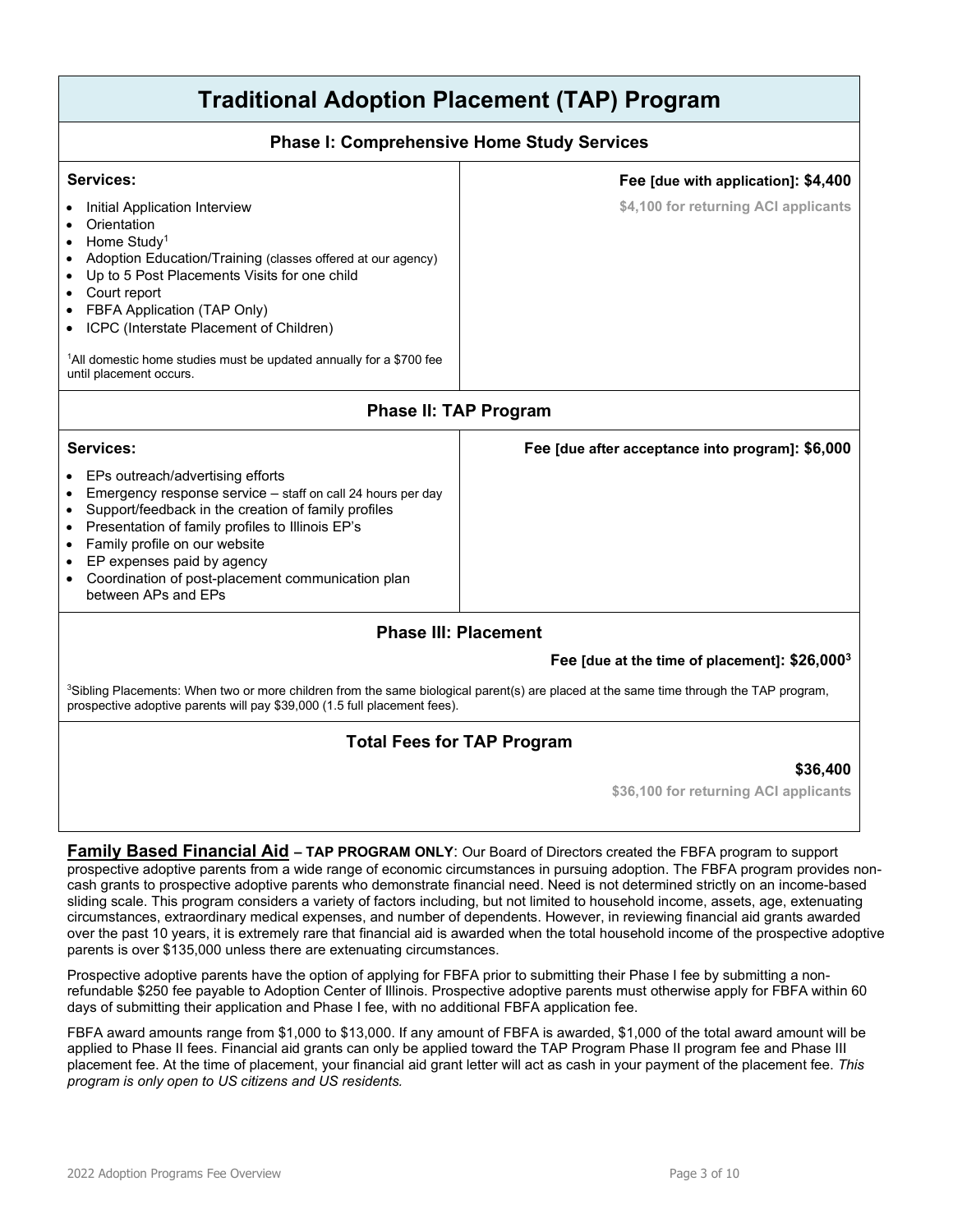# Traditional Adoption Placement (TAP) Program

## Phase I: Comprehensive Home Study Services

**Services:**

- Initial Application Interview
- Orientation
- Home Study[1]
- Adoption Education/Training (classes offered at our agency)
- Up to 5 Post Placements Visits for one child
- Court report
- FBFA Application (TAP Only)
- ICPC (Interstate Placement of Children)

[1]All domestic home studies must be updated annually for a $700 fee until placement occurs.

**Fee [due with application]: $4,400**

**$4,100 for returning ACI applicants**

## Phase II: TAP Program

**Services:**

- EPs outreach/advertising efforts
- Emergency response service – staff on call 24 hours per day
- Support/feedback in the creation of family profiles
- Presentation of family profiles to Illinois EP's
- Family profile on our website
- EP expenses paid by agency
- Coordination of post-placement communication plan between APs and EPs

**Fee [due after acceptance into program]: $6,000**

## Phase III: Placement

**Fee [due at the time of placement]: $26,000[3]**

[3]Sibling Placements: When two or more children from the same biological parent(s) are placed at the same time through the TAP program, prospective adoptive parents will pay $39,000 (1.5 full placement fees).

## Total Fees for TAP Program

**$36,400**

**$36,100 for returning ACI applicants**

**Family Based Financial Aid – TAP PROGRAM ONLY**: Our Board of Directors created the FBFA program to support prospective adoptive parents from a wide range of economic circumstances in pursuing adoption. The FBFA program provides non-cash grants to prospective adoptive parents who demonstrate financial need. Need is not determined strictly on an income-based sliding scale. This program considers a variety of factors including, but not limited to household income, assets, age, extenuating circumstances, extraordinary medical expenses, and number of dependents. However, in reviewing financial aid grants awarded over the past 10 years, it is extremely rare that financial aid is awarded when the total household income of the prospective adoptive parents is over $135,000 unless there are extenuating circumstances.

Prospective adoptive parents have the option of applying for FBFA prior to submitting their Phase I fee by submitting a non-refundable $250 fee payable to Adoption Center of Illinois. Prospective adoptive parents must otherwise apply for FBFA within 60 days of submitting their application and Phase I fee, with no additional FBFA application fee.

FBFA award amounts range from $1,000 to $13,000. If any amount of FBFA is awarded, $1,000 of the total award amount will be applied to Phase II fees. Financial aid grants can only be applied toward the TAP Program Phase II program fee and Phase III placement fee. At the time of placement, your financial aid grant letter will act as cash in your payment of the placement fee. *This program is only open to US citizens and US residents.*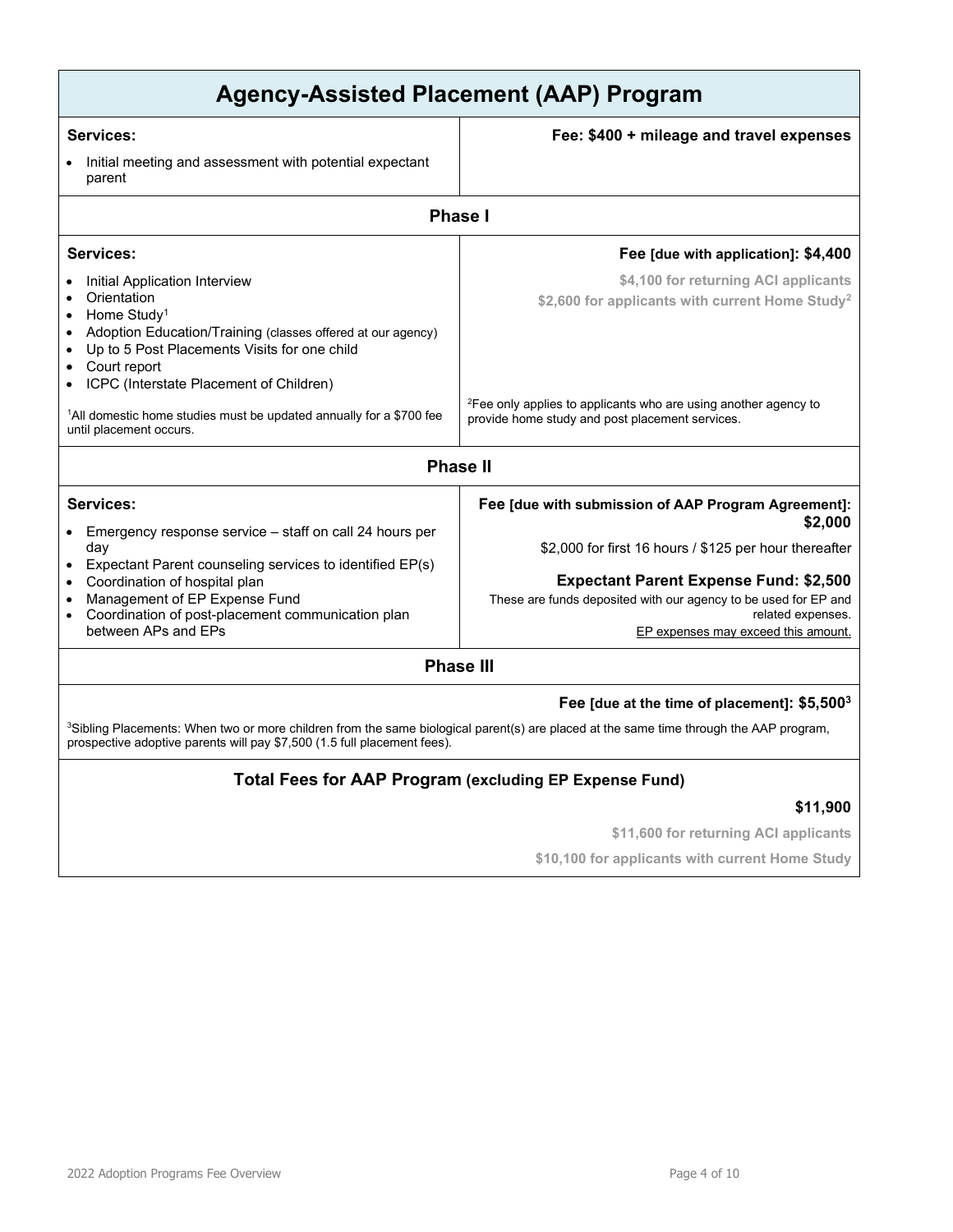# Agency-Assisted Placement (AAP) Program

| Services: | Fee: $400 + mileage and travel expenses |
|---|---|
| • Initial meeting and assessment with potential expectant parent | |

## Phase I

| Services: | Fee [due with application]: $4,400 |
|---|---|
| • Initial Application Interview<br>• Orientation<br>• Home Study[1]<br>• Adoption Education/Training (classes offered at our agency)<br>• Up to 5 Post Placements Visits for one child<br>• Court report<br>• ICPC (Interstate Placement of Children) | $4,100 for returning ACI applicants<br>$2,600 for applicants with current Home Study[2] |
| [1]All domestic home studies must be updated annually for a $700 fee until placement occurs. | [2]Fee only applies to applicants who are using another agency to provide home study and post placement services. |

## Phase II

| Services: | Fee [due with submission of AAP Program Agreement]: $2,000 |
|---|---|
| • Emergency response service – staff on call 24 hours per day<br>• Expectant Parent counseling services to identified EP(s)<br>• Coordination of hospital plan<br>• Management of EP Expense Fund<br>• Coordination of post-placement communication plan between APs and EPs | $2,000 for first 16 hours / $125 per hour thereafter<br><br>**Expectant Parent Expense Fund: $2,500**<br>These are funds deposited with our agency to be used for EP and related expenses.<br>EP expenses may exceed this amount. |

## Phase III

**Fee [due at the time of placement]: $5,500[3]**

[3]Sibling Placements: When two or more children from the same biological parent(s) are placed at the same time through the AAP program, prospective adoptive parents will pay $7,500 (1.5 full placement fees).

## Total Fees for AAP Program (excluding EP Expense Fund)

**$11,900**

**$11,600 for returning ACI applicants**

**$10,100 for applicants with current Home Study**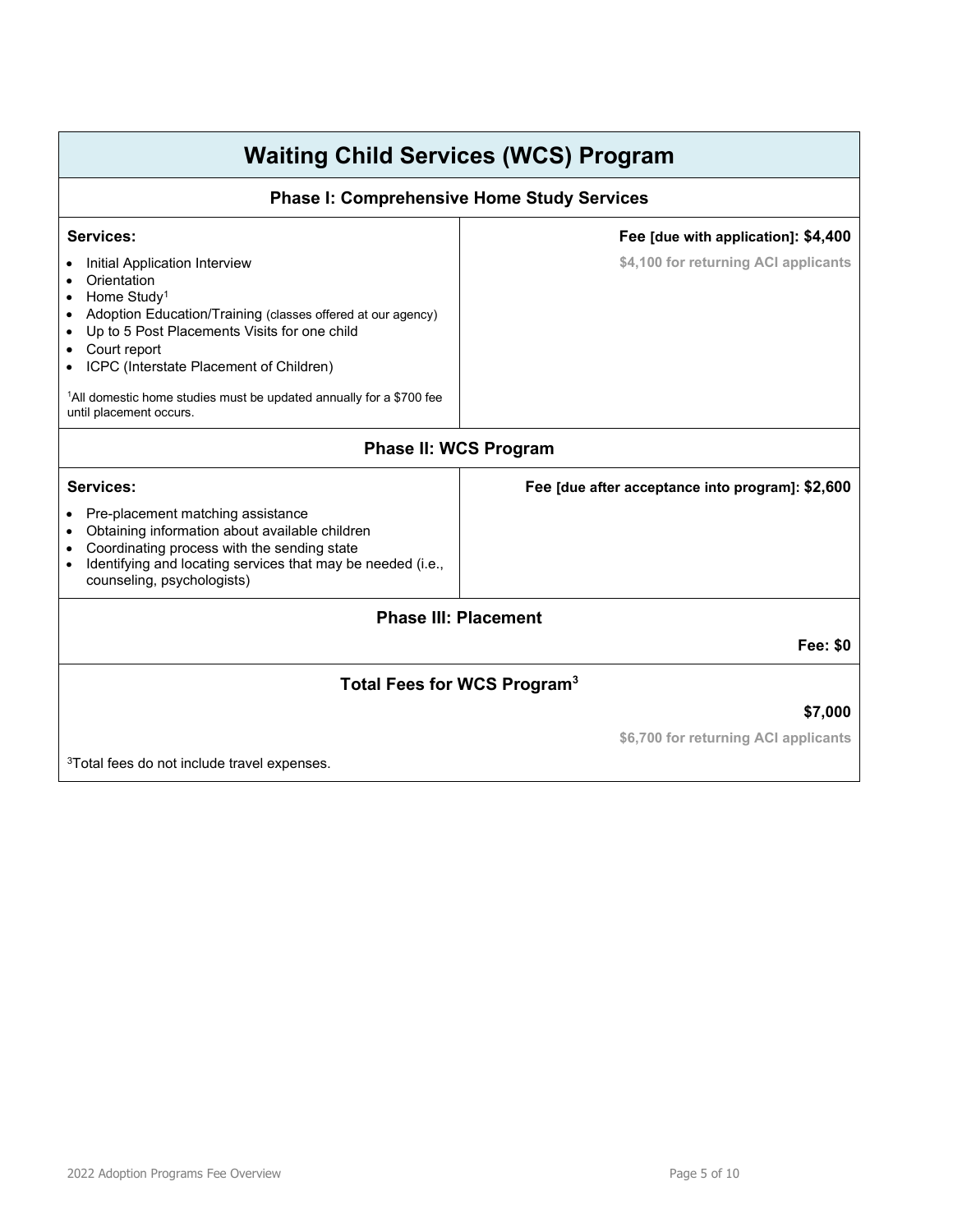# Waiting Child Services (WCS) Program

## Phase I: Comprehensive Home Study Services

**Services:**

- Initial Application Interview
- Orientation
- Home Study[1]
- Adoption Education/Training (classes offered at our agency)
- Up to 5 Post Placements Visits for one child
- Court report
- ICPC (Interstate Placement of Children)

[1]All domestic home studies must be updated annually for a $700 fee until placement occurs.

**Fee [due with application]: $4,400**

**$4,100 for returning ACI applicants**

## Phase II: WCS Program

**Services:**

- Pre-placement matching assistance
- Obtaining information about available children
- Coordinating process with the sending state
- Identifying and locating services that may be needed (i.e., counseling, psychologists)

**Fee [due after acceptance into program]: $2,600**

## Phase III: Placement

**Fee: $0**

## Total Fees for WCS Program[3]

**$7,000**

**$6,700 for returning ACI applicants**

[3]Total fees do not include travel expenses.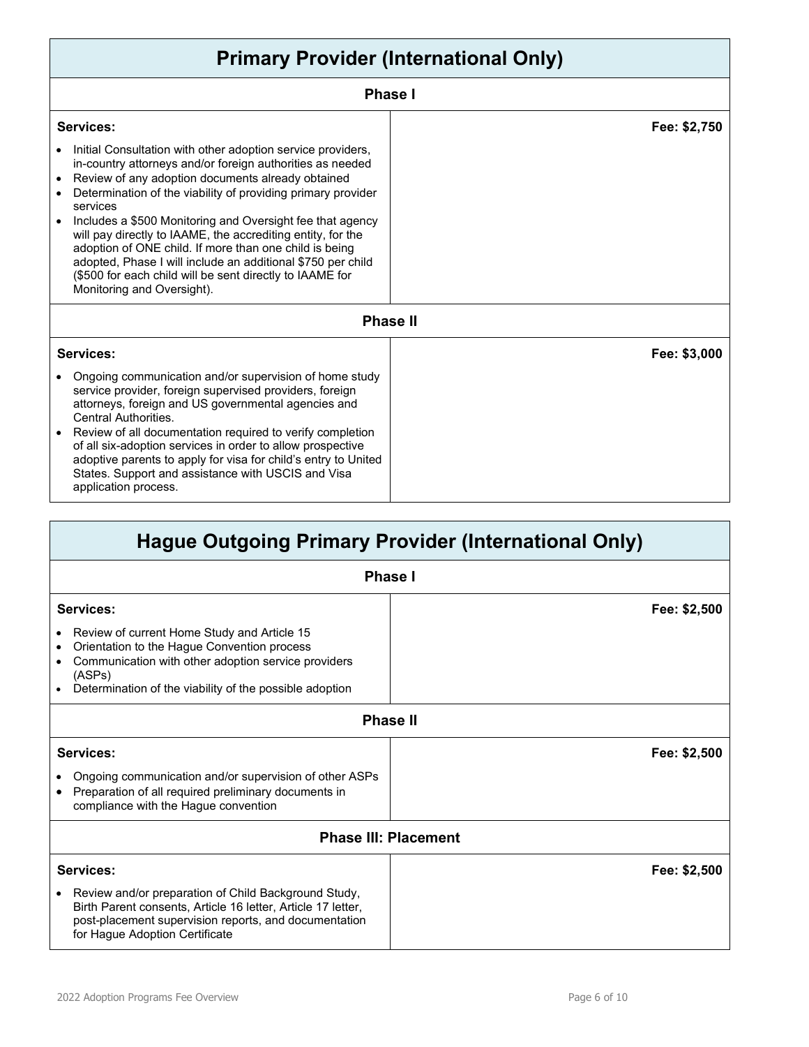## Primary Provider (International Only)

### Phase I

**Services:**

**Fee: $2,750**

- Initial Consultation with other adoption service providers, in-country attorneys and/or foreign authorities as needed
- Review of any adoption documents already obtained
- Determination of the viability of providing primary provider services
- Includes a $500 Monitoring and Oversight fee that agency will pay directly to IAAME, the accrediting entity, for the adoption of ONE child. If more than one child is being adopted, Phase I will include an additional $750 per child ($500 for each child will be sent directly to IAAME for Monitoring and Oversight).

### Phase II

**Services:**

**Fee: $3,000**

- Ongoing communication and/or supervision of home study service provider, foreign supervised providers, foreign attorneys, foreign and US governmental agencies and Central Authorities.
- Review of all documentation required to verify completion of all six-adoption services in order to allow prospective adoptive parents to apply for visa for child's entry to United States. Support and assistance with USCIS and Visa application process.

## Hague Outgoing Primary Provider (International Only)

### Phase I

**Services:**

**Fee: $2,500**

- Review of current Home Study and Article 15
- Orientation to the Hague Convention process
- Communication with other adoption service providers (ASPs)
- Determination of the viability of the possible adoption

### Phase II

**Services:**

**Fee: $2,500**

- Ongoing communication and/or supervision of other ASPs
- Preparation of all required preliminary documents in compliance with the Hague convention

### Phase III: Placement

**Services:**

**Fee: $2,500**

- Review and/or preparation of Child Background Study, Birth Parent consents, Article 16 letter, Article 17 letter, post-placement supervision reports, and documentation for Hague Adoption Certificate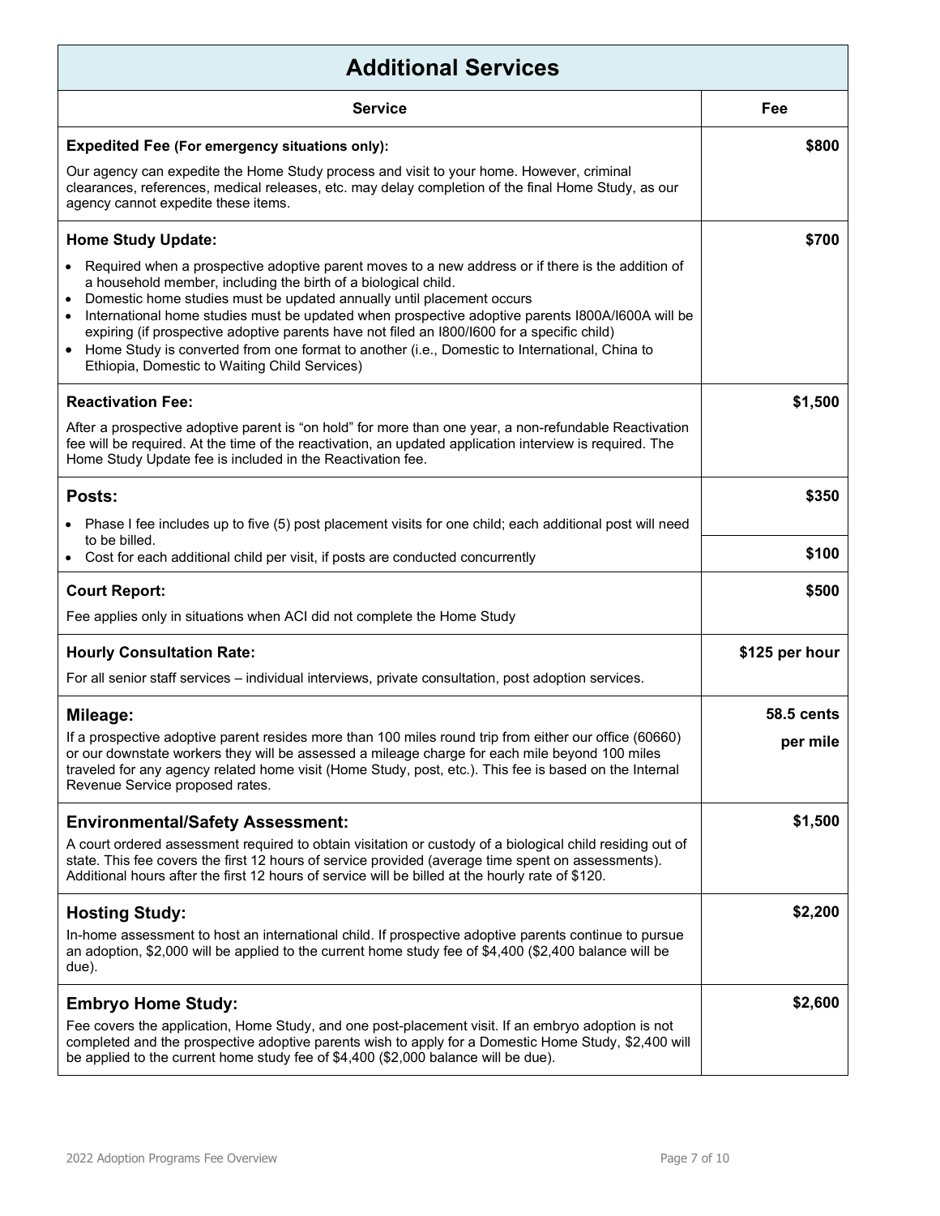## Additional Services

| Service | Fee |
|---|---|
| **Expedited Fee (For emergency situations only):**<br>Our agency can expedite the Home Study process and visit to your home. However, criminal clearances, references, medical releases, etc. may delay completion of the final Home Study, as our agency cannot expedite these items. | **$800** |
| **Home Study Update:**<br>• Required when a prospective adoptive parent moves to a new address or if there is the addition of a household member, including the birth of a biological child.<br>• Domestic home studies must be updated annually until placement occurs<br>• International home studies must be updated when prospective adoptive parents I800A/I600A will be expiring (if prospective adoptive parents have not filed an I800/I600 for a specific child)<br>• Home Study is converted from one format to another (i.e., Domestic to International, China to Ethiopia, Domestic to Waiting Child Services) | **$700** |
| **Reactivation Fee:**<br>After a prospective adoptive parent is "on hold" for more than one year, a non-refundable Reactivation fee will be required. At the time of the reactivation, an updated application interview is required. The Home Study Update fee is included in the Reactivation fee. | **$1,500** |
| **Posts:**<br>• Phase I fee includes up to five (5) post placement visits for one child; each additional post will need to be billed. | **$350** |
| • Cost for each additional child per visit, if posts are conducted concurrently | **$100** |
| **Court Report:**<br>Fee applies only in situations when ACI did not complete the Home Study | **$500** |
| **Hourly Consultation Rate:**<br>For all senior staff services – individual interviews, private consultation, post adoption services. | **$125 per hour** |
| **Mileage:**<br>If a prospective adoptive parent resides more than 100 miles round trip from either our office (60660) or our downstate workers they will be assessed a mileage charge for each mile beyond 100 miles traveled for any agency related home visit (Home Study, post, etc.). This fee is based on the Internal Revenue Service proposed rates. | **58.5 cents per mile** |
| **Environmental/Safety Assessment:**<br>A court ordered assessment required to obtain visitation or custody of a biological child residing out of state. This fee covers the first 12 hours of service provided (average time spent on assessments). Additional hours after the first 12 hours of service will be billed at the hourly rate of $120. | **$1,500** |
| **Hosting Study:**<br>In-home assessment to host an international child. If prospective adoptive parents continue to pursue an adoption, $2,000 will be applied to the current home study fee of $4,400 ($2,400 balance will be due). | **$2,200** |
| **Embryo Home Study:**<br>Fee covers the application, Home Study, and one post-placement visit. If an embryo adoption is not completed and the prospective adoptive parents wish to apply for a Domestic Home Study, $2,400 will be applied to the current home study fee of $4,400 ($2,000 balance will be due). | **$2,600** |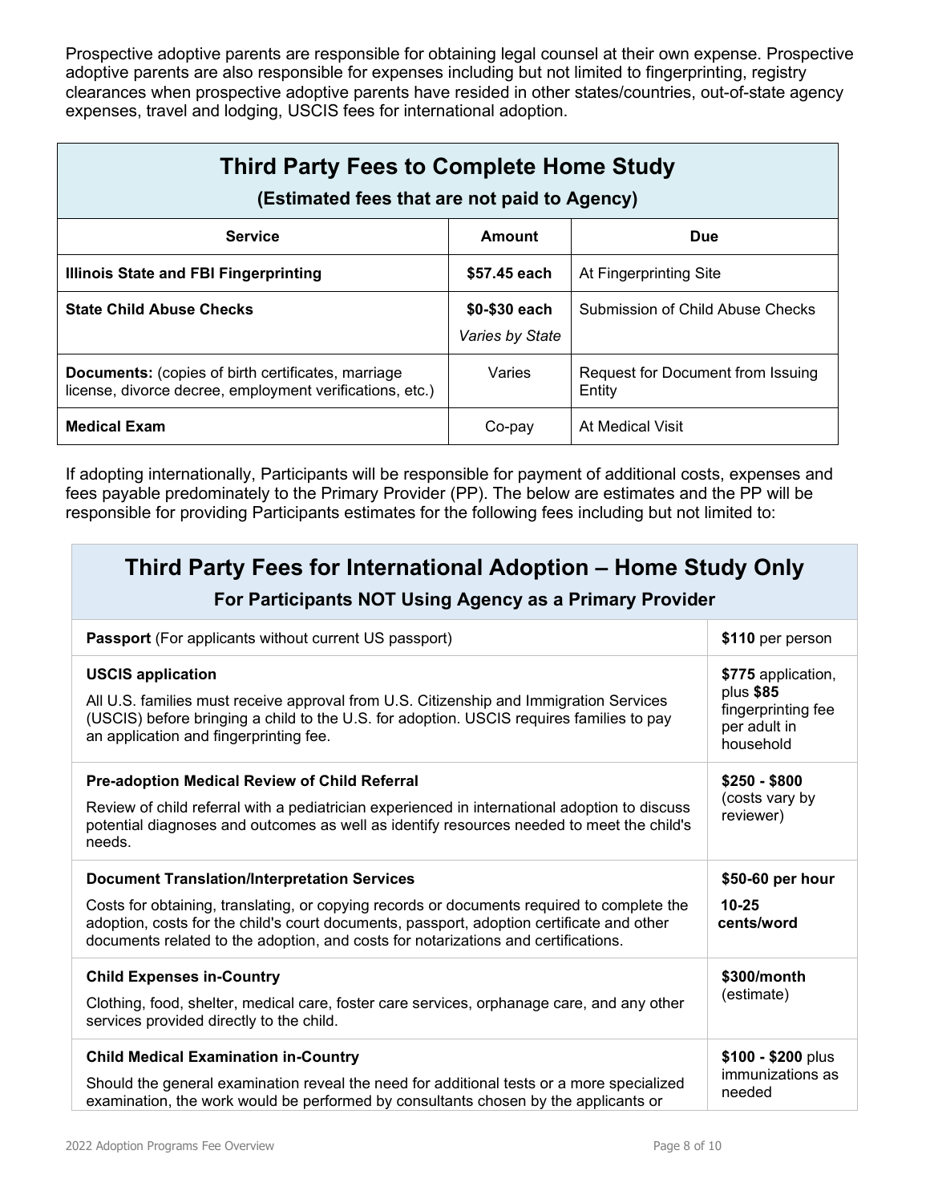Prospective adoptive parents are responsible for obtaining legal counsel at their own expense. Prospective adoptive parents are also responsible for expenses including but not limited to fingerprinting, registry clearances when prospective adoptive parents have resided in other states/countries, out-of-state agency expenses, travel and lodging, USCIS fees for international adoption.

## Third Party Fees to Complete Home Study

**(Estimated fees that are not paid to Agency)**

| Service | Amount | Due |
|---|---|---|
| **Illinois State and FBI Fingerprinting** | **$57.45 each** | At Fingerprinting Site |
| **State Child Abuse Checks** | **$0-$30 each** *Varies by State* | Submission of Child Abuse Checks |
| **Documents:** (copies of birth certificates, marriage license, divorce decree, employment verifications, etc.) | Varies | Request for Document from Issuing Entity |
| **Medical Exam** | Co-pay | At Medical Visit |

If adopting internationally, Participants will be responsible for payment of additional costs, expenses and fees payable predominately to the Primary Provider (PP). The below are estimates and the PP will be responsible for providing Participants estimates for the following fees including but not limited to:

## Third Party Fees for International Adoption – Home Study Only

**For Participants NOT Using Agency as a Primary Provider**

| Service | Amount |
|---|---|
| **Passport** (For applicants without current US passport) | **$110** per person |
| **USCIS application**<br>All U.S. families must receive approval from U.S. Citizenship and Immigration Services (USCIS) before bringing a child to the U.S. for adoption. USCIS requires families to pay an application and fingerprinting fee. | **$775** application, plus **$85** fingerprinting fee per adult in household |
| **Pre-adoption Medical Review of Child Referral**<br>Review of child referral with a pediatrician experienced in international adoption to discuss potential diagnoses and outcomes as well as identify resources needed to meet the child's needs. | **$250 - $800** (costs vary by reviewer) |
| **Document Translation/Interpretation Services**<br>Costs for obtaining, translating, or copying records or documents required to complete the adoption, costs for the child's court documents, passport, adoption certificate and other documents related to the adoption, and costs for notarizations and certifications. | **$50-60 per hour**<br>**10-25 cents/word** |
| **Child Expenses in-Country**<br>Clothing, food, shelter, medical care, foster care services, orphanage care, and any other services provided directly to the child. | **$300/month** (estimate) |
| **Child Medical Examination in-Country**<br>Should the general examination reveal the need for additional tests or a more specialized examination, the work would be performed by consultants chosen by the applicants or | **$100 - $200** plus immunizations as needed |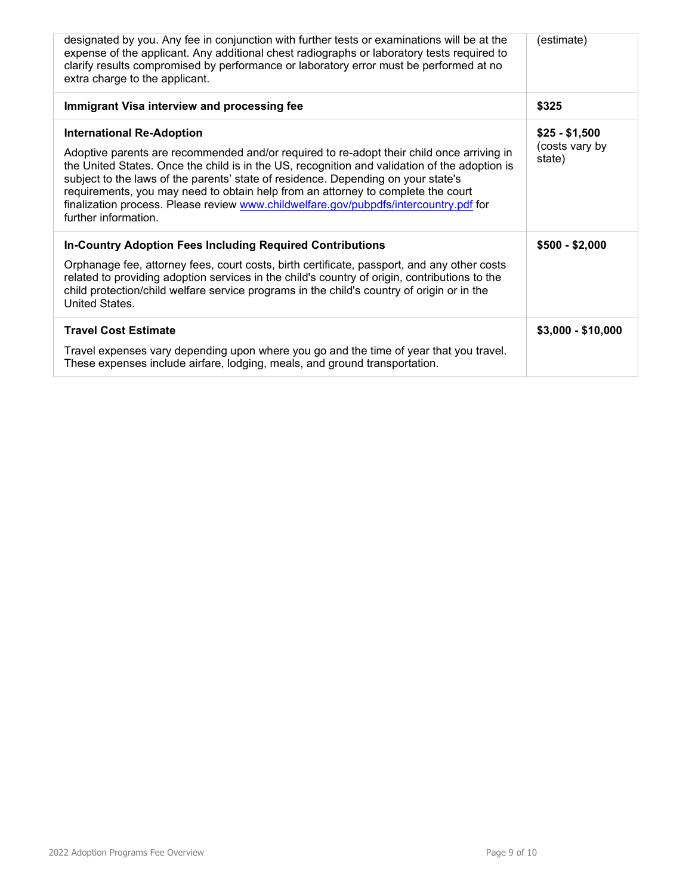| | |
|---|---|
| designated by you. Any fee in conjunction with further tests or examinations will be at the expense of the applicant. Any additional chest radiographs or laboratory tests required to clarify results compromised by performance or laboratory error must be performed at no extra charge to the applicant. | (estimate) |
| **Immigrant Visa interview and processing fee** | **$325** |
| **International Re-Adoption**<br><br>Adoptive parents are recommended and/or required to re-adopt their child once arriving in the United States. Once the child is in the US, recognition and validation of the adoption is subject to the laws of the parents' state of residence. Depending on your state's requirements, you may need to obtain help from an attorney to complete the court finalization process. Please review [www.childwelfare.gov/pubpdfs/intercountry.pdf](www.childwelfare.gov/pubpdfs/intercountry.pdf) for further information. | **$25 - $1,500**<br>(costs vary by state) |
| **In-Country Adoption Fees Including Required Contributions**<br><br>Orphanage fee, attorney fees, court costs, birth certificate, passport, and any other costs related to providing adoption services in the child's country of origin, contributions to the child protection/child welfare service programs in the child's country of origin or in the United States. | **$500 - $2,000** |
| **Travel Cost Estimate**<br><br>Travel expenses vary depending upon where you go and the time of year that you travel. These expenses include airfare, lodging, meals, and ground transportation. | **$3,000 - $10,000** |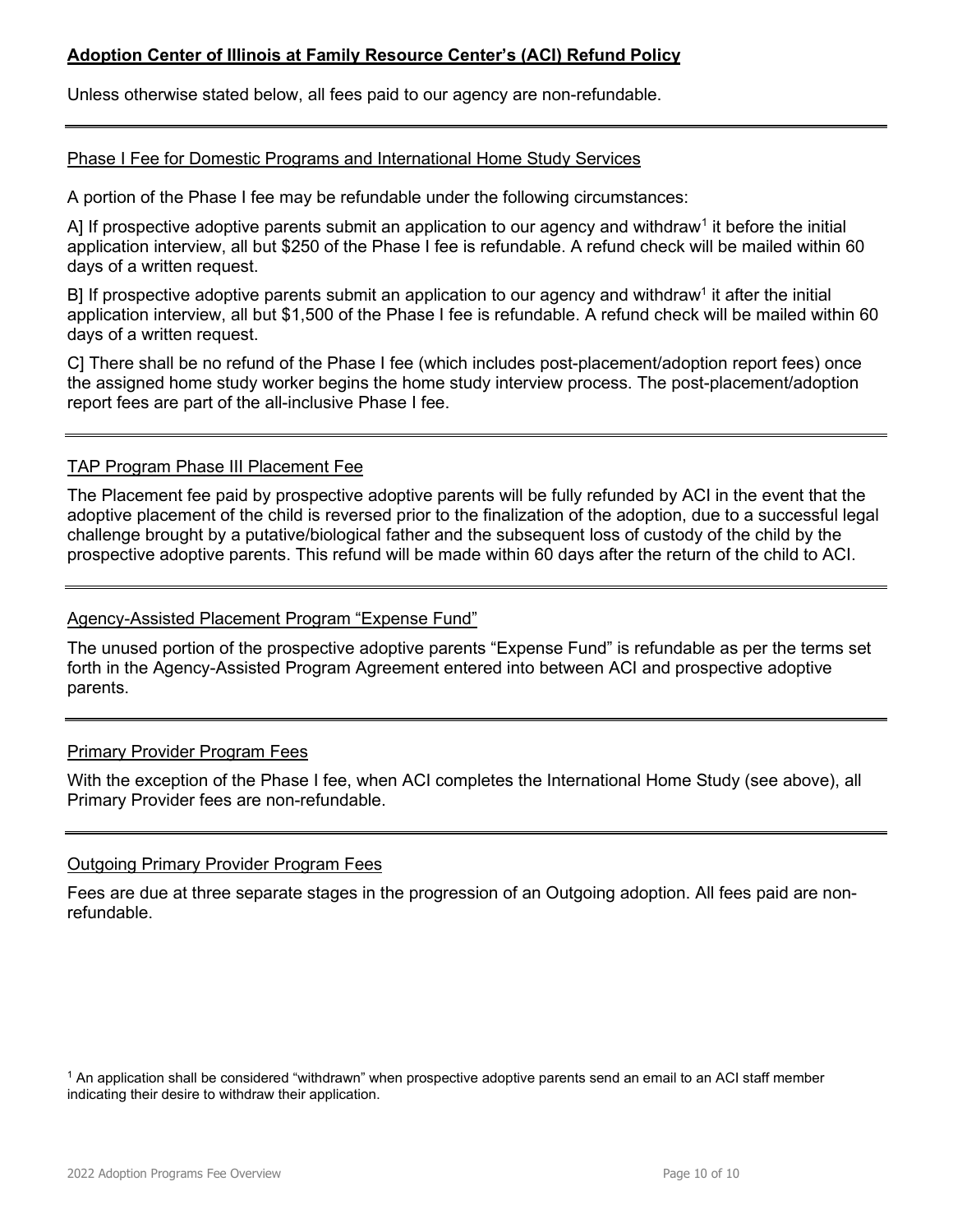**Adoption Center of Illinois at Family Resource Center's (ACI) Refund Policy**

Unless otherwise stated below, all fees paid to our agency are non-refundable.

---

Phase I Fee for Domestic Programs and International Home Study Services

A portion of the Phase I fee may be refundable under the following circumstances:

A] If prospective adoptive parents submit an application to our agency and withdraw[1] it before the initial application interview, all but $250 of the Phase I fee is refundable. A refund check will be mailed within 60 days of a written request.

B] If prospective adoptive parents submit an application to our agency and withdraw[1] it after the initial application interview, all but $1,500 of the Phase I fee is refundable. A refund check will be mailed within 60 days of a written request.

C] There shall be no refund of the Phase I fee (which includes post-placement/adoption report fees) once the assigned home study worker begins the home study interview process. The post-placement/adoption report fees are part of the all-inclusive Phase I fee.

---

TAP Program Phase III Placement Fee

The Placement fee paid by prospective adoptive parents will be fully refunded by ACI in the event that the adoptive placement of the child is reversed prior to the finalization of the adoption, due to a successful legal challenge brought by a putative/biological father and the subsequent loss of custody of the child by the prospective adoptive parents. This refund will be made within 60 days after the return of the child to ACI.

---

Agency-Assisted Placement Program "Expense Fund"

The unused portion of the prospective adoptive parents "Expense Fund" is refundable as per the terms set forth in the Agency-Assisted Program Agreement entered into between ACI and prospective adoptive parents.

---

Primary Provider Program Fees

With the exception of the Phase I fee, when ACI completes the International Home Study (see above), all Primary Provider fees are non-refundable.

---

Outgoing Primary Provider Program Fees

Fees are due at three separate stages in the progression of an Outgoing adoption. All fees paid are non-refundable.

[1] An application shall be considered "withdrawn" when prospective adoptive parents send an email to an ACI staff member indicating their desire to withdraw their application.